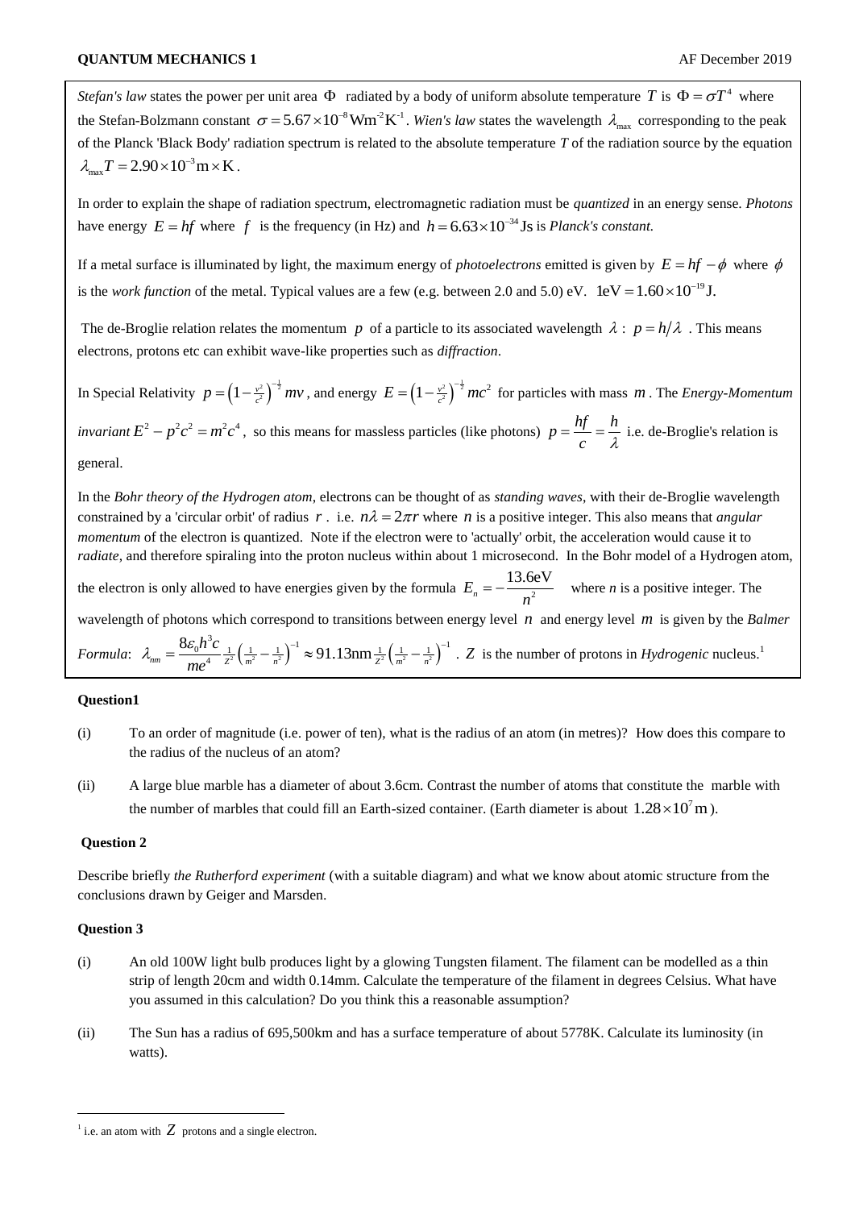*Stefan's law* states the power per unit area $\Phi$ radiated by a body of uniform absolute temperature $T$ is $\Phi = \sigma T^4$ where the Stefan-Bolzmann constant $\sigma = 5.67\times10^{-8}\,\mathrm{Wm^{-2}K^{-1}}$. *Wien's law* states the wavelength $\lambda_{\max}$ corresponding to the peak of the Planck 'Black Body' radiation spectrum is related to the absolute temperature *T* of the radiation source by the equation $\lambda_{\max}T = 2.90\times10^{-3}\,\mathrm{m}\times\mathrm{K}$.

In order to explain the shape of radiation spectrum, electromagnetic radiation must be *quantized* in an energy sense. *Photons* have energy $E = hf$ where $f$ is the frequency (in Hz) and $h = 6.63\times10^{-34}\,\mathrm{Js}$ is *Planck's constant.*

If a metal surface is illuminated by light, the maximum energy of *photoelectrons* emitted is given by $E = hf - \phi$ where $\phi$ is the *work function* of the metal. Typical values are a few (e.g. between 2.0 and 5.0) eV. $1\mathrm{eV} = 1.60\times10^{-19}\,\mathrm{J}$.

The de-Broglie relation relates the momentum $p$ of a particle to its associated wavelength $\lambda$ : $p = h/\lambda$ . This means electrons, protons etc can exhibit wave-like properties such as *diffraction*.

In Special Relativity $p = \left(1-\frac{v^2}{c^2}\right)^{-\frac{1}{2}} mv$ , and energy $E = \left(1-\frac{v^2}{c^2}\right)^{-\frac{1}{2}} mc^2$ for particles with mass $m$ . The *Energy-Momentum invariant* $E^2 - p^2c^2 = m^2c^4$ , so this means for massless particles (like photons) $p = \dfrac{hf}{c} = \dfrac{h}{\lambda}$ i.e. de-Broglie's relation is general.

In the *Bohr theory of the Hydrogen atom*, electrons can be thought of as *standing waves*, with their de-Broglie wavelength constrained by a 'circular orbit' of radius $r$ . i.e. $n\lambda = 2\pi r$ where $n$ is a positive integer. This also means that *angular momentum* of the electron is quantized. Note if the electron were to 'actually' orbit, the acceleration would cause it to *radiate*, and therefore spiraling into the proton nucleus within about 1 microsecond. In the Bohr model of a Hydrogen atom, the electron is only allowed to have energies given by the formula $E_n = -\dfrac{13.6\mathrm{eV}}{n^2}$ where *n* is a positive integer. The wavelength of photons which correspond to transitions between energy level $n$ and energy level $m$ is given by the *Balmer Formula*: $\lambda_{nm} = \dfrac{8\varepsilon_0 h^3 c}{me^4}\frac{1}{Z^2}\left(\frac{1}{m^2}-\frac{1}{n^2}\right)^{-1} \approx 91.13\mathrm{nm}\frac{1}{Z^2}\left(\frac{1}{m^2}-\frac{1}{n^2}\right)^{-1}$ . $Z$ is the number of protons in *Hydrogenic* nucleus.[1]

**Question1**

(i) To an order of magnitude (i.e. power of ten), what is the radius of an atom (in metres)? How does this compare to the radius of the nucleus of an atom?

(ii) A large blue marble has a diameter of about 3.6cm. Contrast the number of atoms that constitute the marble with the number of marbles that could fill an Earth-sized container. (Earth diameter is about $1.28\times10^7\,\mathrm{m}$ ).

**Question 2**

Describe briefly *the Rutherford experiment* (with a suitable diagram) and what we know about atomic structure from the conclusions drawn by Geiger and Marsden.

**Question 3**

(i) An old 100W light bulb produces light by a glowing Tungsten filament. The filament can be modelled as a thin strip of length 20cm and width 0.14mm. Calculate the temperature of the filament in degrees Celsius. What have you assumed in this calculation? Do you think this a reasonable assumption?

(ii) The Sun has a radius of 695,500km and has a surface temperature of about 5778K. Calculate its luminosity (in watts).

[1] i.e. an atom with $Z$ protons and a single electron.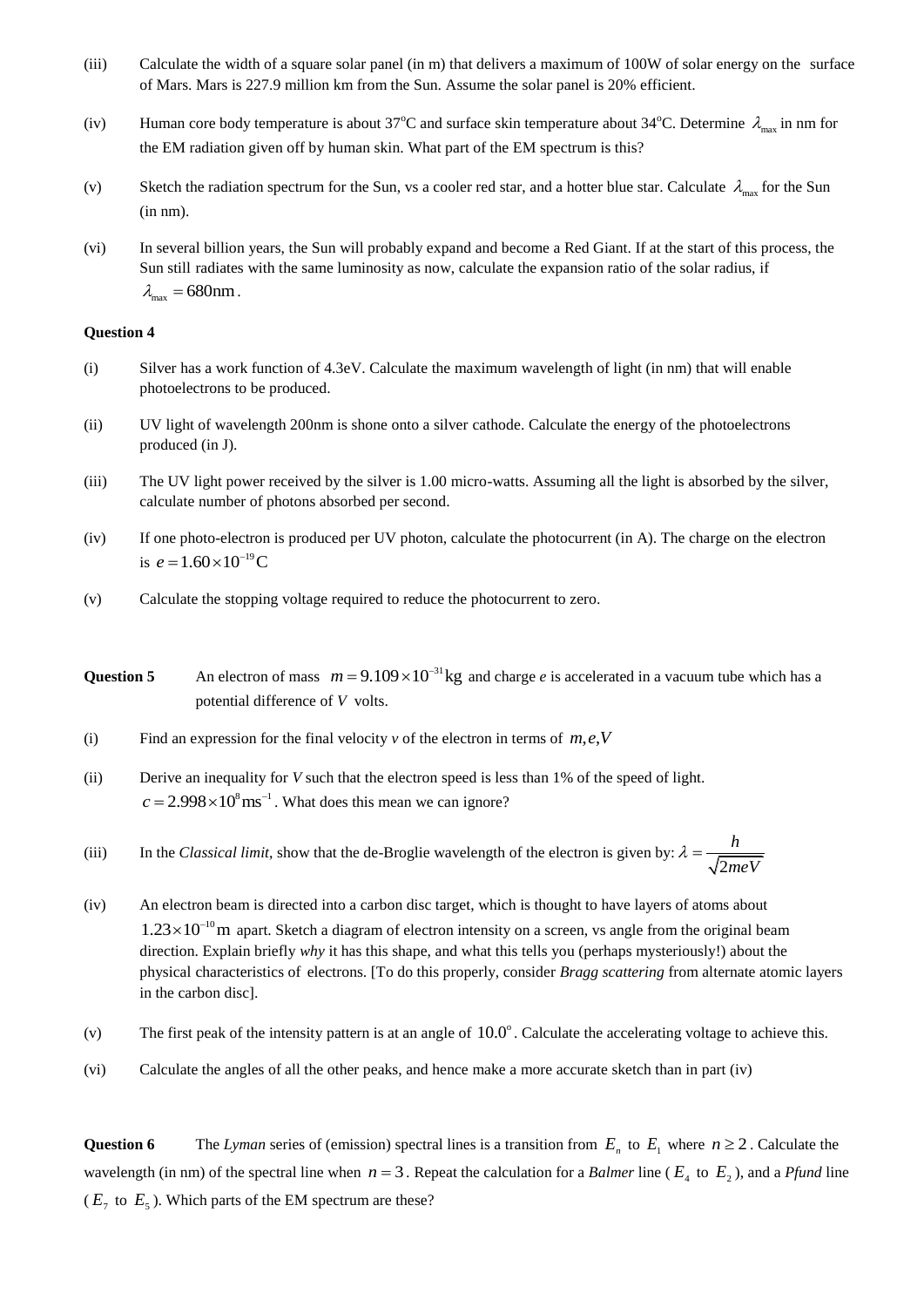(iii) Calculate the width of a square solar panel (in m) that delivers a maximum of 100W of solar energy on the surface of Mars. Mars is 227.9 million km from the Sun. Assume the solar panel is 20% efficient.

(iv) Human core body temperature is about 37°C and surface skin temperature about 34°C. Determine $\lambda_{max}$ in nm for the EM radiation given off by human skin. What part of the EM spectrum is this?

(v) Sketch the radiation spectrum for the Sun, vs a cooler red star, and a hotter blue star. Calculate $\lambda_{max}$ for the Sun (in nm).

(vi) In several billion years, the Sun will probably expand and become a Red Giant. If at the start of this process, the Sun still radiates with the same luminosity as now, calculate the expansion ratio of the solar radius, if $\lambda_{max} = 680\text{nm}$.

**Question 4**

(i) Silver has a work function of 4.3eV. Calculate the maximum wavelength of light (in nm) that will enable photoelectrons to be produced.

(ii) UV light of wavelength 200nm is shone onto a silver cathode. Calculate the energy of the photoelectrons produced (in J).

(iii) The UV light power received by the silver is 1.00 micro-watts. Assuming all the light is absorbed by the silver, calculate number of photons absorbed per second.

(iv) If one photo-electron is produced per UV photon, calculate the photocurrent (in A). The charge on the electron is $e = 1.60 \times 10^{-19}\text{C}$

(v) Calculate the stopping voltage required to reduce the photocurrent to zero.

**Question 5** An electron of mass $m = 9.109 \times 10^{-31}\text{kg}$ and charge *e* is accelerated in a vacuum tube which has a potential difference of $V$ volts.

(i) Find an expression for the final velocity *v* of the electron in terms of $m, e, V$

(ii) Derive an inequality for *V* such that the electron speed is less than 1% of the speed of light. $c = 2.998 \times 10^{8}\text{ms}^{-1}$. What does this mean we can ignore?

(iii) In the *Classical limit*, show that the de-Broglie wavelength of the electron is given by: $\lambda = \dfrac{h}{\sqrt{2meV}}$

(iv) An electron beam is directed into a carbon disc target, which is thought to have layers of atoms about $1.23 \times 10^{-10}\text{m}$ apart. Sketch a diagram of electron intensity on a screen, vs angle from the original beam direction. Explain briefly *why* it has this shape, and what this tells you (perhaps mysteriously!) about the physical characteristics of electrons. [To do this properly, consider *Bragg scattering* from alternate atomic layers in the carbon disc].

(v) The first peak of the intensity pattern is at an angle of $10.0^{\circ}$. Calculate the accelerating voltage to achieve this.

(vi) Calculate the angles of all the other peaks, and hence make a more accurate sketch than in part (iv)

**Question 6** The *Lyman* series of (emission) spectral lines is a transition from $E_n$ to $E_1$ where $n \geq 2$. Calculate the wavelength (in nm) of the spectral line when $n = 3$. Repeat the calculation for a *Balmer* line ($E_4$ to $E_2$), and a *Pfund* line ($E_7$ to $E_5$). Which parts of the EM spectrum are these?